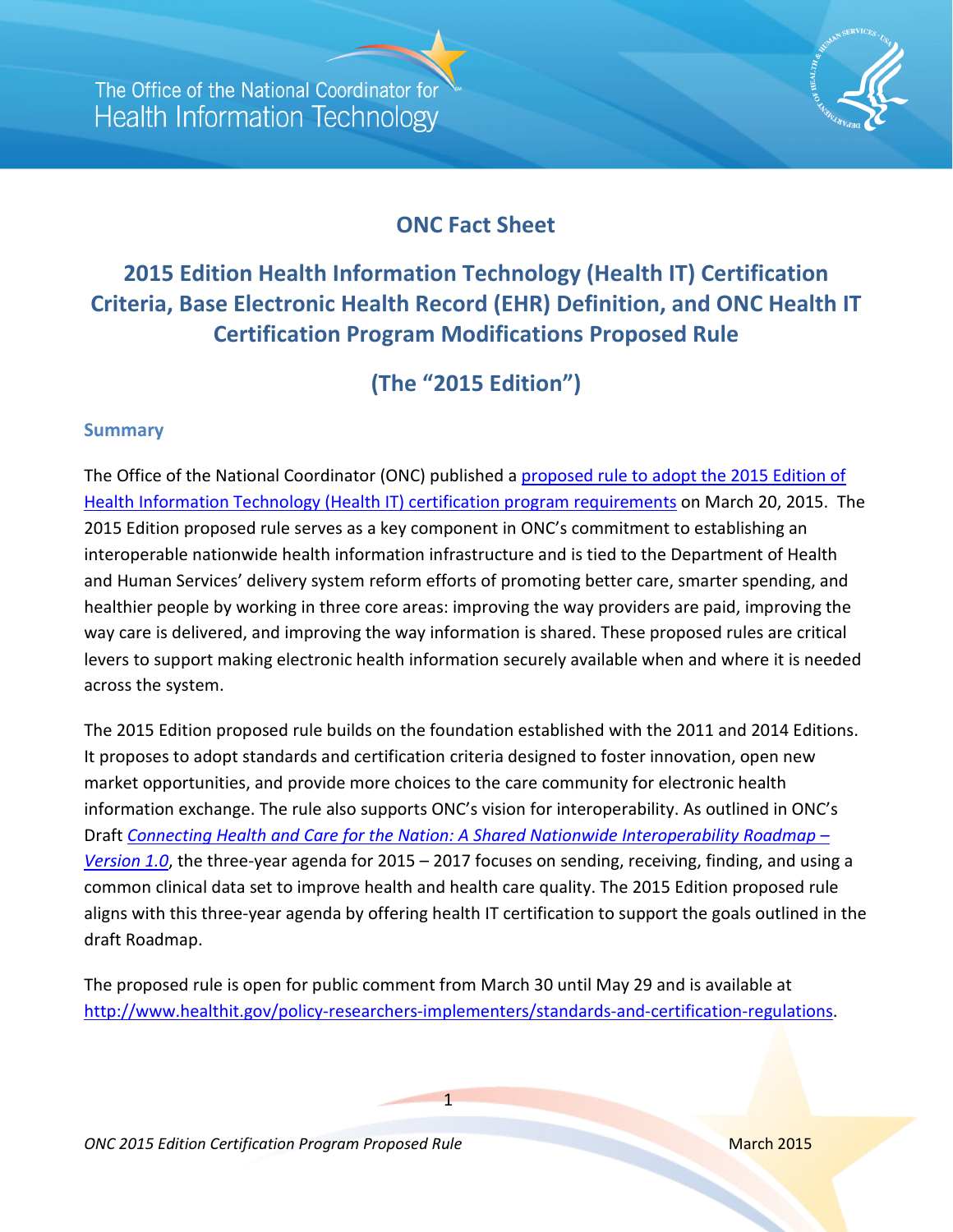# ONC Fact Sheet

## 2015 Edition Health Information Technology (Health IT) Certification Criteria, Base Electronic Health Record (EHR) Definition, and ONC Health IT Certification Program Modifications Proposed Rule

## (The "2015 Edition")

### Summary

The Office of the National Coordinator (ONC) published a proposed rule to adopt the 2015 Edition of Health Information Technology (Health IT) certification program requirements on March 20, 2015. The 2015 Edition proposed rule serves as a key component in ONC's commitment to establishing an interoperable nationwide health information infrastructure and is tied to the Department of Health and Human Services' delivery system reform efforts of promoting better care, smarter spending, and healthier people by working in three core areas: improving the way providers are paid, improving the way care is delivered, and improving the way information is shared. These proposed rules are critical levers to support making electronic health information securely available when and where it is needed across the system.

The 2015 Edition proposed rule builds on the foundation established with the 2011 and 2014 Editions. It proposes to adopt standards and certification criteria designed to foster innovation, open new market opportunities, and provide more choices to the care community for electronic health information exchange. The rule also supports ONC's vision for interoperability. As outlined in ONC's Draft *Connecting Health and Care for the Nation: A Shared Nationwide Interoperability Roadmap – Version 1.0*, the three-year agenda for 2015 – 2017 focuses on sending, receiving, finding, and using a common clinical data set to improve health and health care quality. The 2015 Edition proposed rule aligns with this three-year agenda by offering health IT certification to support the goals outlined in the draft Roadmap.

The proposed rule is open for public comment from March 30 until May 29 and is available at http://www.healthit.gov/policy-researchers-implementers/standards-and-certification-regulations.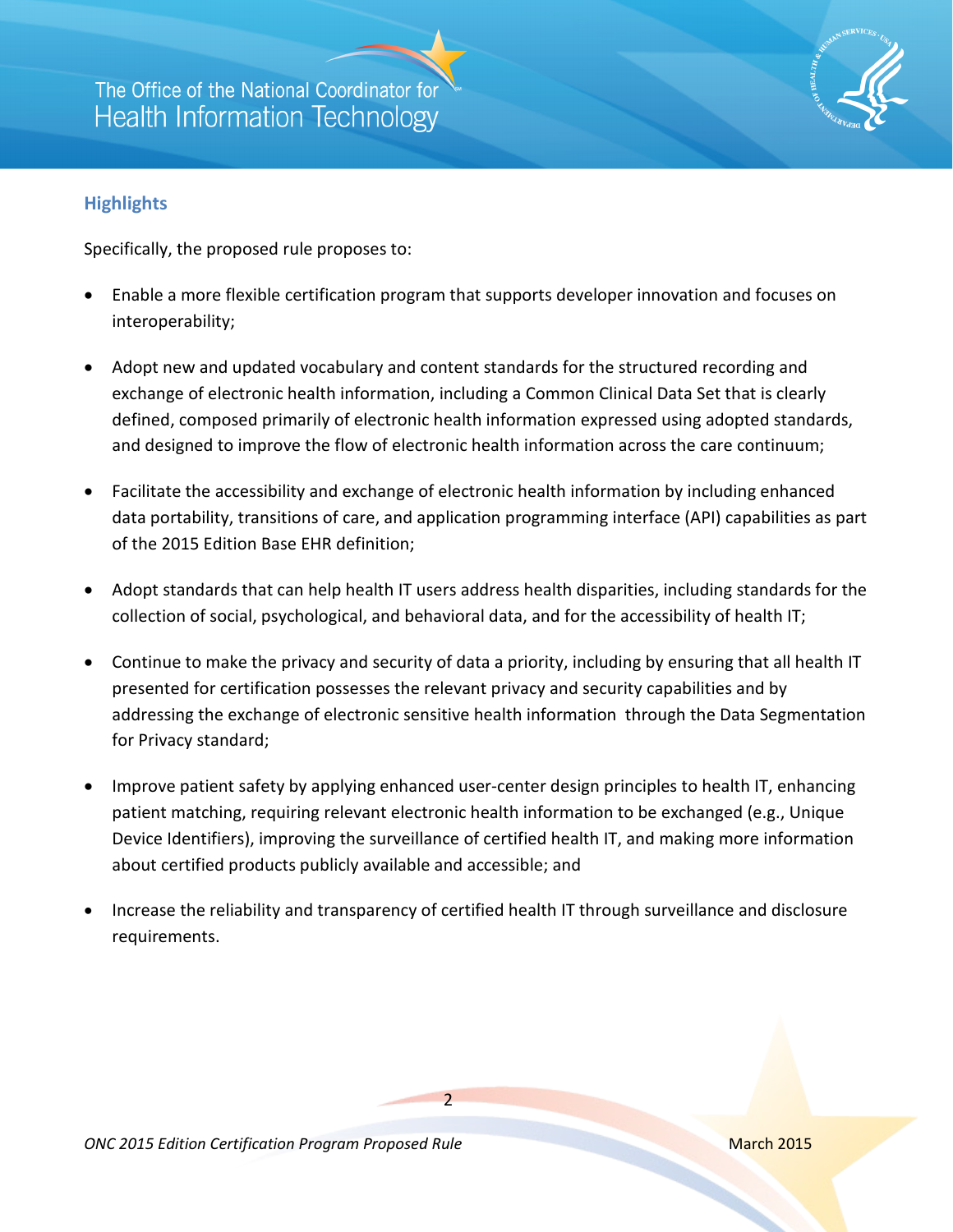## Highlights

Specifically, the proposed rule proposes to:

- Enable a more flexible certification program that supports developer innovation and focuses on interoperability;
- Adopt new and updated vocabulary and content standards for the structured recording and exchange of electronic health information, including a Common Clinical Data Set that is clearly defined, composed primarily of electronic health information expressed using adopted standards, and designed to improve the flow of electronic health information across the care continuum;
- Facilitate the accessibility and exchange of electronic health information by including enhanced data portability, transitions of care, and application programming interface (API) capabilities as part of the 2015 Edition Base EHR definition;
- Adopt standards that can help health IT users address health disparities, including standards for the collection of social, psychological, and behavioral data, and for the accessibility of health IT;
- Continue to make the privacy and security of data a priority, including by ensuring that all health IT presented for certification possesses the relevant privacy and security capabilities and by addressing the exchange of electronic sensitive health information through the Data Segmentation for Privacy standard;
- Improve patient safety by applying enhanced user-center design principles to health IT, enhancing patient matching, requiring relevant electronic health information to be exchanged (e.g., Unique Device Identifiers), improving the surveillance of certified health IT, and making more information about certified products publicly available and accessible; and
- Increase the reliability and transparency of certified health IT through surveillance and disclosure requirements.